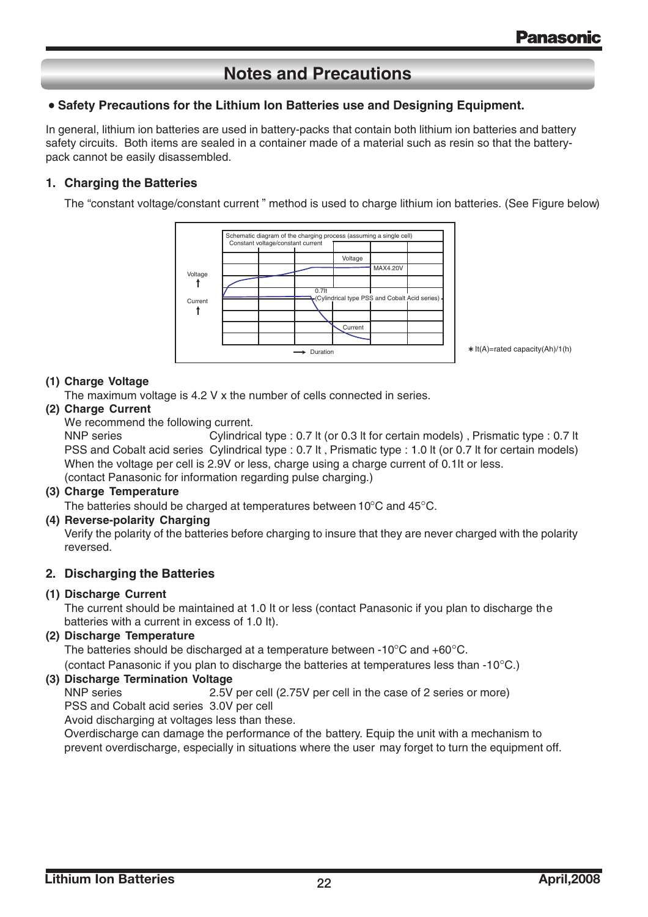# Notes and Precautions

## • Safety Precautions for the Lithium Ion Batteries use and Designing Equipment.

In general, lithium ion batteries are used in battery-packs that contain both lithium ion batteries and battery safety circuits. Both items are sealed in a container made of a material such as resin so that the battery-pack cannot be easily disassembled.

### 1. Charging the Batteries

The “constant voltage/constant current ” method is used to charge lithium ion batteries. (See Figure below)

Schematic diagram of the charging process (assuming a single cell)
Constant voltage/constant current

Voltage ↑ Current ↑ — Voltage: MAX4.20V — 0.7It (Cylindrical type PSS and Cobalt Acid series) — Current — → Duration

∗It(A)=rated capacity(Ah)/1(h)

**(1) Charge Voltage**

The maximum voltage is 4.2 V x the number of cells connected in series.

**(2) Charge Current**

We recommend the following current.

NNP series — Cylindrical type : 0.7 It (or 0.3 It for certain models) , Prismatic type : 0.7 It

PSS and Cobalt acid series — Cylindrical type : 0.7 It , Prismatic type : 1.0 It (or 0.7 It for certain models)

When the voltage per cell is 2.9V or less, charge using a charge current of 0.1It or less.

(contact Panasonic for information regarding pulse charging.)

**(3) Charge Temperature**

The batteries should be charged at temperatures between 10°C and 45°C.

**(4) Reverse-polarity Charging**

Verify the polarity of the batteries before charging to insure that they are never charged with the polarity reversed.

### 2. Discharging the Batteries

**(1) Discharge Current**

The current should be maintained at 1.0 It or less (contact Panasonic if you plan to discharge the batteries with a current in excess of 1.0 It).

**(2) Discharge Temperature**

The batteries should be discharged at a temperature between -10°C and +60°C.

(contact Panasonic if you plan to discharge the batteries at temperatures less than -10°C.)

**(3) Discharge Termination Voltage**

NNP series — 2.5V per cell (2.75V per cell in the case of 2 series or more)

PSS and Cobalt acid series — 3.0V per cell

Avoid discharging at voltages less than these.

Overdischarge can damage the performance of the battery. Equip the unit with a mechanism to prevent overdischarge, especially in situations where the user may forget to turn the equipment off.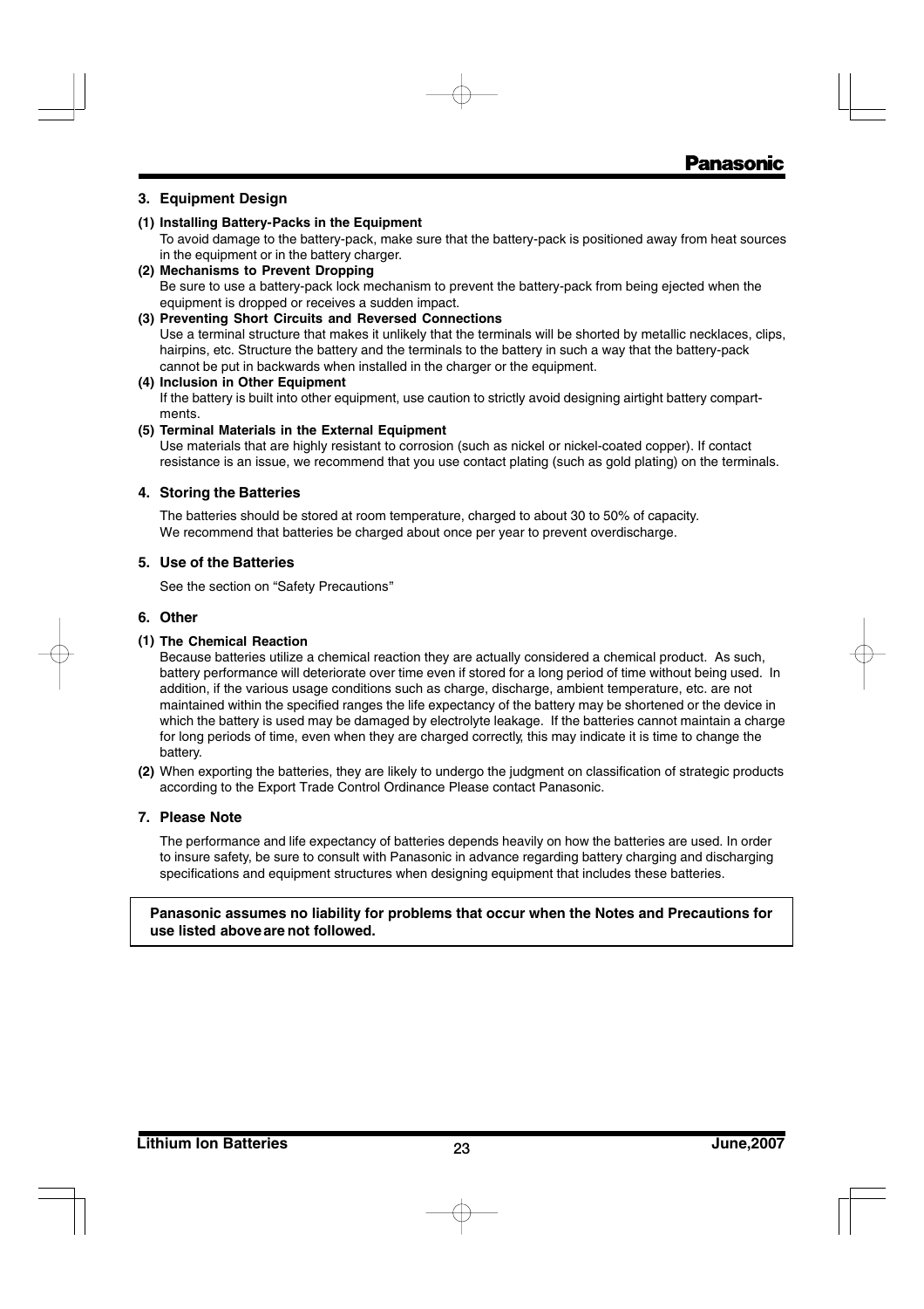## 3. Equipment Design

**(1) Installing Battery-Packs in the Equipment**

To avoid damage to the battery-pack, make sure that the battery-pack is positioned away from heat sources in the equipment or in the battery charger.

**(2) Mechanisms to Prevent Dropping**

Be sure to use a battery-pack lock mechanism to prevent the battery-pack from being ejected when the equipment is dropped or receives a sudden impact.

**(3) Preventing Short Circuits and Reversed Connections**

Use a terminal structure that makes it unlikely that the terminals will be shorted by metallic necklaces, clips, hairpins, etc. Structure the battery and the terminals to the battery in such a way that the battery-pack cannot be put in backwards when installed in the charger or the equipment.

**(4) Inclusion in Other Equipment**

If the battery is built into other equipment, use caution to strictly avoid designing airtight battery compartments.

**(5) Terminal Materials in the External Equipment**

Use materials that are highly resistant to corrosion (such as nickel or nickel-coated copper). If contact resistance is an issue, we recommend that you use contact plating (such as gold plating) on the terminals.

## 4. Storing the Batteries

The batteries should be stored at room temperature, charged to about 30 to 50% of capacity.
We recommend that batteries be charged about once per year to prevent overdischarge.

## 5. Use of the Batteries

See the section on “Safety Precautions”

## 6. Other

**(1) The Chemical Reaction**

Because batteries utilize a chemical reaction they are actually considered a chemical product. As such, battery performance will deteriorate over time even if stored for a long period of time without being used. In addition, if the various usage conditions such as charge, discharge, ambient temperature, etc. are not maintained within the specified ranges the life expectancy of the battery may be shortened or the device in which the battery is used may be damaged by electrolyte leakage. If the batteries cannot maintain a charge for long periods of time, even when they are charged correctly, this may indicate it is time to change the battery.

**(2)** When exporting the batteries, they are likely to undergo the judgment on classification of strategic products according to the Export Trade Control Ordinance Please contact Panasonic.

## 7. Please Note

The performance and life expectancy of batteries depends heavily on how the batteries are used. In order to insure safety, be sure to consult with Panasonic in advance regarding battery charging and discharging specifications and equipment structures when designing equipment that includes these batteries.

**Panasonic assumes no liability for problems that occur when the Notes and Precautions for use listed above are not followed.**